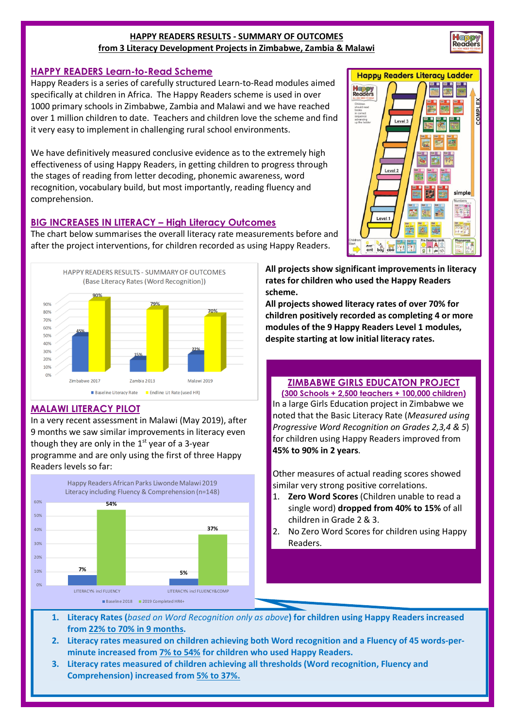**HAPPY READERS RESULTS - SUMMARY OF OUTCOMES**
**from 3 Literacy Development Projects in Zimbabwe, Zambia & Malawi**

## HAPPY READERS Learn-to-Read Scheme

Happy Readers is a series of carefully structured Learn-to-Read modules aimed specifically at children in Africa. The Happy Readers scheme is used in over 1000 primary schools in Zimbabwe, Zambia and Malawi and we have reached over 1 million children to date. Teachers and children love the scheme and find it very easy to implement in challenging rural school environments.

We have definitively measured conclusive evidence as to the extremely high effectiveness of using Happy Readers, in getting children to progress through the stages of reading from letter decoding, phonemic awareness, word recognition, vocabulary build, but most importantly, reading fluency and comprehension.

## BIG INCREASES IN LITERACY – High Literacy Outcomes

The chart below summarises the overall literacy rate measurements before and after the project interventions, for children recorded as using Happy Readers.

HAPPY READERS RESULTS - SUMMARY OF OUTCOMES
(Base Literacy Rates (Word Recognition))

| | Baseline Literacy Rate | Endline Lit Rate (used HR) |
|---|---|---|
| Zimbabwe 2017 | 45% | 90% |
| Zambia 2013 | 15% | 79% |
| Malawi 2019 | 22% | 70% |

**All projects show significant improvements in literacy rates for children who used the Happy Readers scheme.**
**All projects showed literacy rates of over 70% for children positively recorded as completing 4 or more modules of the 9 Happy Readers Level 1 modules, despite starting at low initial literacy rates.**

## MALAWI LITERACY PILOT

In a very recent assessment in Malawi (May 2019), after 9 months we saw similar improvements in literacy even though they are only in the 1st year of a 3-year programme and are only using the first of three Happy Readers levels so far:

Happy Readers African Parks Liwonde Malawi 2019
Literacy including Fluency & Comprehension (n=148)

| | Baseline 2018 | 2019 Completed HR4+ |
|---|---|---|
| LITERACY% incl FLUENCY | 7% | 54% |
| LITERACY% incl FLUENCY&COMP | 5% | 37% |

## ZIMBABWE GIRLS EDUCATON PROJECT

**(300 Schools + 2,500 teachers + 100,000 children)**

In a large Girls Education project in Zimbabwe we noted that the Basic Literacy Rate (*Measured using Progressive Word Recognition on Grades 2,3,4 & 5*) for children using Happy Readers improved from **45% to 90% in 2 years**.

Other measures of actual reading scores showed similar very strong positive correlations.

1. **Zero Word Scores** (Children unable to read a single word) **dropped from 40% to 15%** of all children in Grade 2 & 3.
2. No Zero Word Scores for children using Happy Readers.

1. **Literacy Rates (*based on Word Recognition only as above*) for children using Happy Readers increased from 22% to 70% in 9 months.**
2. **Literacy rates measured on children achieving both Word recognition and a Fluency of 45 words-per-minute increased from 7% to 54% for children who used Happy Readers.**
3. **Literacy rates measured of children achieving all thresholds (Word recognition, Fluency and Comprehension) increased from 5% to 37%.**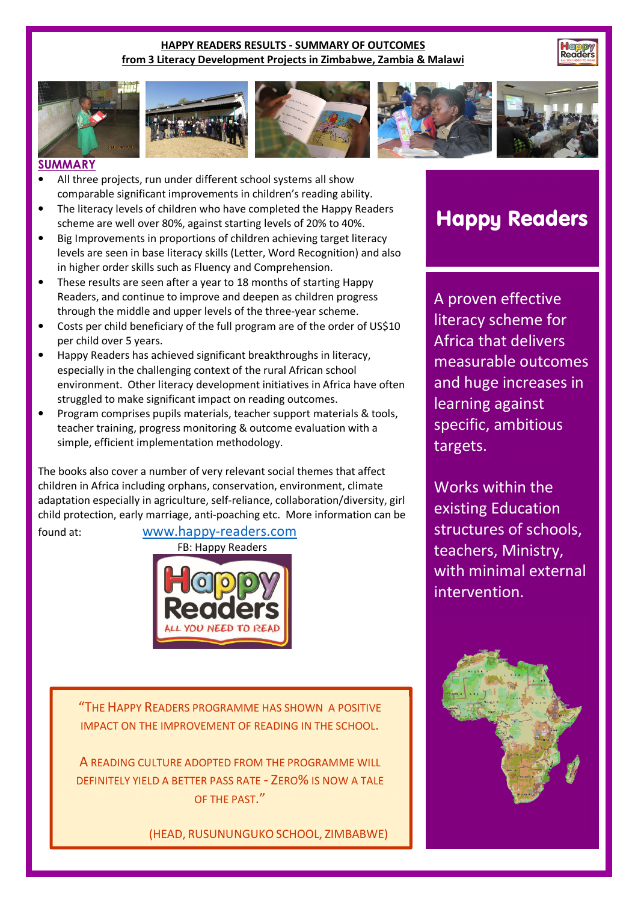# HAPPY READERS RESULTS - SUMMARY OF OUTCOMES
## from 3 Literacy Development Projects in Zimbabwe, Zambia & Malawi

## SUMMARY

- All three projects, run under different school systems all show comparable significant improvements in children's reading ability.
- The literacy levels of children who have completed the Happy Readers scheme are well over 80%, against starting levels of 20% to 40%.
- Big Improvements in proportions of children achieving target literacy levels are seen in base literacy skills (Letter, Word Recognition) and also in higher order skills such as Fluency and Comprehension.
- These results are seen after a year to 18 months of starting Happy Readers, and continue to improve and deepen as children progress through the middle and upper levels of the three-year scheme.
- Costs per child beneficiary of the full program are of the order of US$10 per child over 5 years.
- Happy Readers has achieved significant breakthroughs in literacy, especially in the challenging context of the rural African school environment. Other literacy development initiatives in Africa have often struggled to make significant impact on reading outcomes.
- Program comprises pupils materials, teacher support materials & tools, teacher training, progress monitoring & outcome evaluation with a simple, efficient implementation methodology.

The books also cover a number of very relevant social themes that affect children in Africa including orphans, conservation, environment, climate adaptation especially in agriculture, self-reliance, collaboration/diversity, girl child protection, early marriage, anti-poaching etc. More information can be found at: www.happy-readers.com

FB: Happy Readers

Happy Readers
ALL YOU NEED TO READ

"THE HAPPY READERS PROGRAMME HAS SHOWN A POSITIVE IMPACT ON THE IMPROVEMENT OF READING IN THE SCHOOL.

A READING CULTURE ADOPTED FROM THE PROGRAMME WILL DEFINITELY YIELD A BETTER PASS RATE - ZERO% IS NOW A TALE OF THE PAST."

(HEAD, RUSUNUNGUKO SCHOOL, ZIMBABWE)

## Happy Readers

A proven effective literacy scheme for Africa that delivers measurable outcomes and huge increases in learning against specific, ambitious targets.

Works within the existing Education structures of schools, teachers, Ministry, with minimal external intervention.